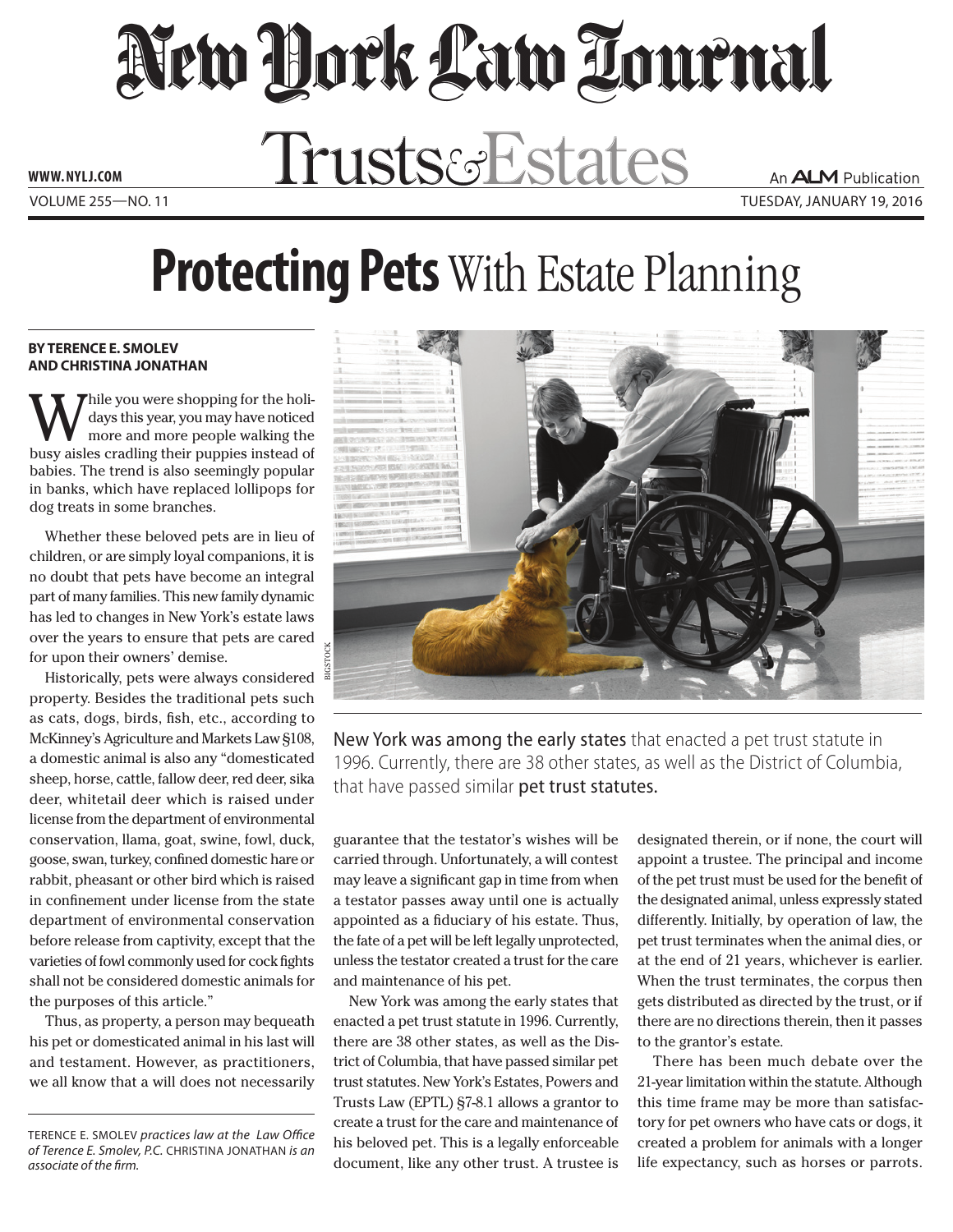# Protecting Pets With Estate Planning

**BY TERENCE E. SMOLEV AND CHRISTINA JONATHAN**

While you were shopping for the holidays this year, you may have noticed more and more people walking the busy aisles cradling their puppies instead of babies. The trend is also seemingly popular in banks, which have replaced lollipops for dog treats in some branches.

Whether these beloved pets are in lieu of children, or are simply loyal companions, it is no doubt that pets have become an integral part of many families. This new family dynamic has led to changes in New York's estate laws over the years to ensure that pets are cared for upon their owners' demise.

Historically, pets were always considered property. Besides the traditional pets such as cats, dogs, birds, fish, etc., according to McKinney's Agriculture and Markets Law §108, a domestic animal is also any "domesticated sheep, horse, cattle, fallow deer, red deer, sika deer, whitetail deer which is raised under license from the department of environmental conservation, llama, goat, swine, fowl, duck, goose, swan, turkey, confined domestic hare or rabbit, pheasant or other bird which is raised in confinement under license from the state department of environmental conservation before release from captivity, except that the varieties of fowl commonly used for cock fights shall not be considered domestic animals for the purposes of this article."

Thus, as property, a person may bequeath his pet or domesticated animal in his last will and testament. However, as practitioners, we all know that a will does not necessarily guarantee that the testator's wishes will be carried through. Unfortunately, a will contest may leave a significant gap in time from when a testator passes away until one is actually appointed as a fiduciary of his estate. Thus, the fate of a pet will be left legally unprotected, unless the testator created a trust for the care and maintenance of his pet.

New York was among the early states that enacted a pet trust statute in 1996. Currently, there are 38 other states, as well as the District of Columbia, that have passed similar pet trust statutes. New York's Estates, Powers and Trusts Law (EPTL) §7-8.1 allows a grantor to create a trust for the care and maintenance of his beloved pet. This is a legally enforceable document, like any other trust. A trustee is designated therein, or if none, the court will appoint a trustee. The principal and income of the pet trust must be used for the benefit of the designated animal, unless expressly stated differently. Initially, by operation of law, the pet trust terminates when the animal dies, or at the end of 21 years, whichever is earlier. When the trust terminates, the corpus then gets distributed as directed by the trust, or if there are no directions therein, then it passes to the grantor's estate.

There has been much debate over the 21-year limitation within the statute. Although this time frame may be more than satisfactory for pet owners who have cats or dogs, it created a problem for animals with a longer life expectancy, such as horses or parrots.

> New York was among the early states that enacted a pet trust statute in 1996. Currently, there are 38 other states, as well as the District of Columbia, that have passed similar **pet trust statutes.**

TERENCE E. SMOLEV *practices law at the Law Office of Terence E. Smolev, P.C.* CHRISTINA JONATHAN *is an associate of the firm.*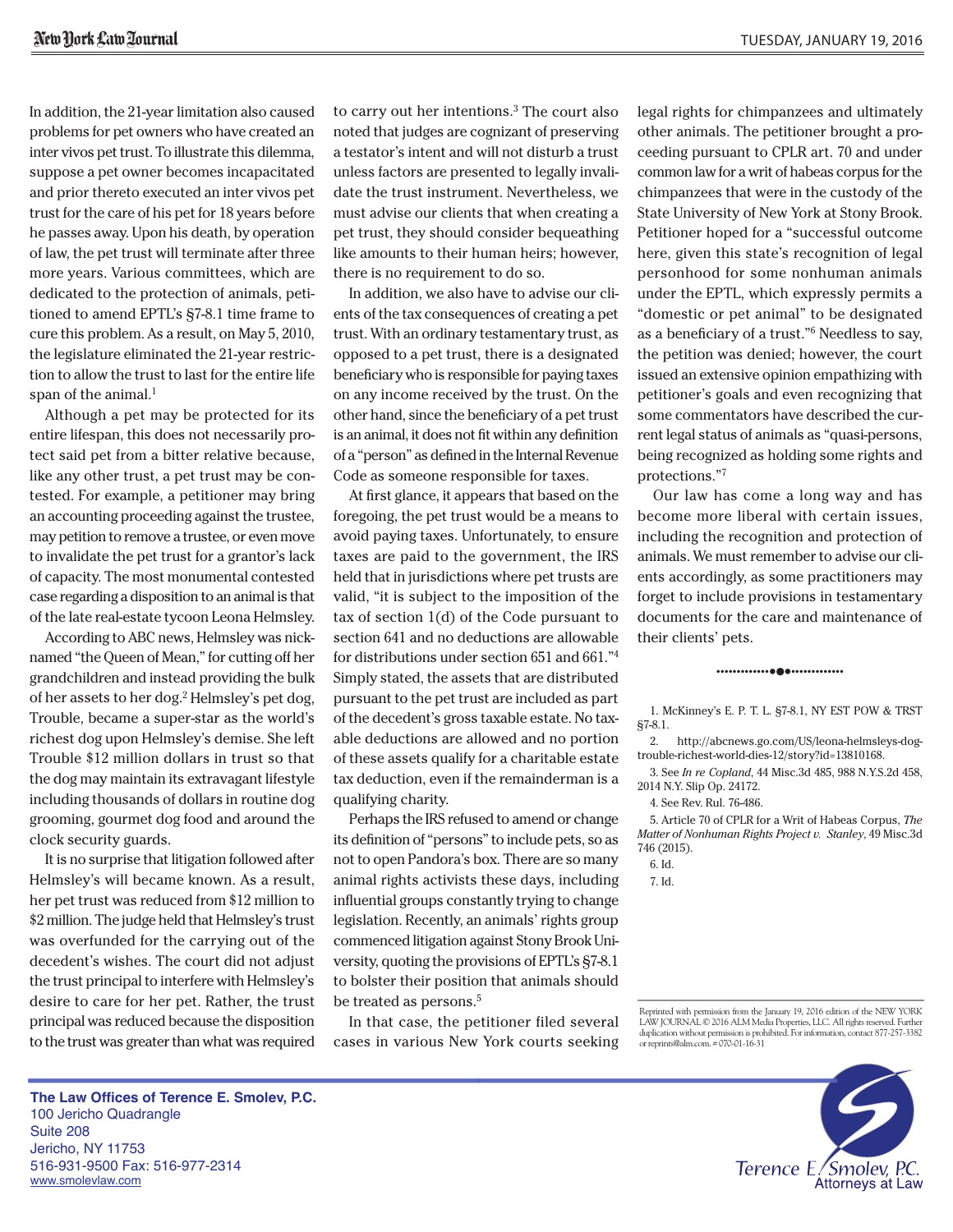In addition, the 21-year limitation also caused problems for pet owners who have created an inter vivos pet trust. To illustrate this dilemma, suppose a pet owner becomes incapacitated and prior thereto executed an inter vivos pet trust for the care of his pet for 18 years before he passes away. Upon his death, by operation of law, the pet trust will terminate after three more years. Various committees, which are dedicated to the protection of animals, petitioned to amend EPTL's §7-8.1 time frame to cure this problem. As a result, on May 5, 2010, the legislature eliminated the 21-year restriction to allow the trust to last for the entire life span of the animal.[1]

Although a pet may be protected for its entire lifespan, this does not necessarily protect said pet from a bitter relative because, like any other trust, a pet trust may be contested. For example, a petitioner may bring an accounting proceeding against the trustee, may petition to remove a trustee, or even move to invalidate the pet trust for a grantor's lack of capacity. The most monumental contested case regarding a disposition to an animal is that of the late real-estate tycoon Leona Helmsley.

According to ABC news, Helmsley was nicknamed "the Queen of Mean," for cutting off her grandchildren and instead providing the bulk of her assets to her dog.[2] Helmsley's pet dog, Trouble, became a super-star as the world's richest dog upon Helmsley's demise. She left Trouble $12 million dollars in trust so that the dog may maintain its extravagant lifestyle including thousands of dollars in routine dog grooming, gourmet dog food and around the clock security guards.

It is no surprise that litigation followed after Helmsley's will became known. As a result, her pet trust was reduced from $12 million to $2 million. The judge held that Helmsley's trust was overfunded for the carrying out of the decedent's wishes. The court did not adjust the trust principal to interfere with Helmsley's desire to care for her pet. Rather, the trust principal was reduced because the disposition to the trust was greater than what was required to carry out her intentions.[3] The court also noted that judges are cognizant of preserving a testator's intent and will not disturb a trust unless factors are presented to legally invalidate the trust instrument. Nevertheless, we must advise our clients that when creating a pet trust, they should consider bequeathing like amounts to their human heirs; however, there is no requirement to do so.

In addition, we also have to advise our clients of the tax consequences of creating a pet trust. With an ordinary testamentary trust, as opposed to a pet trust, there is a designated beneficiary who is responsible for paying taxes on any income received by the trust. On the other hand, since the beneficiary of a pet trust is an animal, it does not fit within any definition of a "person" as defined in the Internal Revenue Code as someone responsible for taxes.

At first glance, it appears that based on the foregoing, the pet trust would be a means to avoid paying taxes. Unfortunately, to ensure taxes are paid to the government, the IRS held that in jurisdictions where pet trusts are valid, "it is subject to the imposition of the tax of section 1(d) of the Code pursuant to section 641 and no deductions are allowable for distributions under section 651 and 661."[4] Simply stated, the assets that are distributed pursuant to the pet trust are included as part of the decedent's gross taxable estate. No taxable deductions are allowed and no portion of these assets qualify for a charitable estate tax deduction, even if the remainderman is a qualifying charity.

Perhaps the IRS refused to amend or change its definition of "persons" to include pets, so as not to open Pandora's box. There are so many animal rights activists these days, including influential groups constantly trying to change legislation. Recently, an animals' rights group commenced litigation against Stony Brook University, quoting the provisions of EPTL's §7-8.1 to bolster their position that animals should be treated as persons.[5]

In that case, the petitioner filed several cases in various New York courts seeking legal rights for chimpanzees and ultimately other animals. The petitioner brought a proceeding pursuant to CPLR art. 70 and under common law for a writ of habeas corpus for the chimpanzees that were in the custody of the State University of New York at Stony Brook. Petitioner hoped for a "successful outcome here, given this state's recognition of legal personhood for some nonhuman animals under the EPTL, which expressly permits a "domestic or pet animal" to be designated as a beneficiary of a trust."[6] Needless to say, the petition was denied; however, the court issued an extensive opinion empathizing with petitioner's goals and even recognizing that some commentators have described the current legal status of animals as "quasi-persons, being recognized as holding some rights and protections."[7]

Our law has come a long way and has become more liberal with certain issues, including the recognition and protection of animals. We must remember to advise our clients accordingly, as some practitioners may forget to include provisions in testamentary documents for the care and maintenance of their clients' pets.

---

1. McKinney's E. P. T. L. §7-8.1, NY EST POW & TRST §7-8.1.

2. http://abcnews.go.com/US/leona-helmsleys-dog-trouble-richest-world-dies-12/story?id=13810168.

3. See *In re Copland*, 44 Misc.3d 485, 988 N.Y.S.2d 458, 2014 N.Y. Slip Op. 24172.

4. See Rev. Rul. 76-486.

5. Article 70 of CPLR for a Writ of Habeas Corpus, *The Matter of Nonhuman Rights Project v. Stanley*, 49 Misc.3d 746 (2015).

6. Id.

7. Id.

Reprinted with permission from the January 19, 2016 edition of the NEW YORK LAW JOURNAL © 2016 ALM Media Properties, LLC. All rights reserved. Further duplication without permission is prohibited. For information, contact 877-257-3382 or reprints@alm.com. # 070-01-16-31

**The Law Offices of Terence E. Smolev, P.C.**
100 Jericho Quadrangle
Suite 208
Jericho, NY 11753
516-931-9500 Fax: 516-977-2314
www.smolevlaw.com

Terence E. Smolev, P.C.
Attorneys at Law